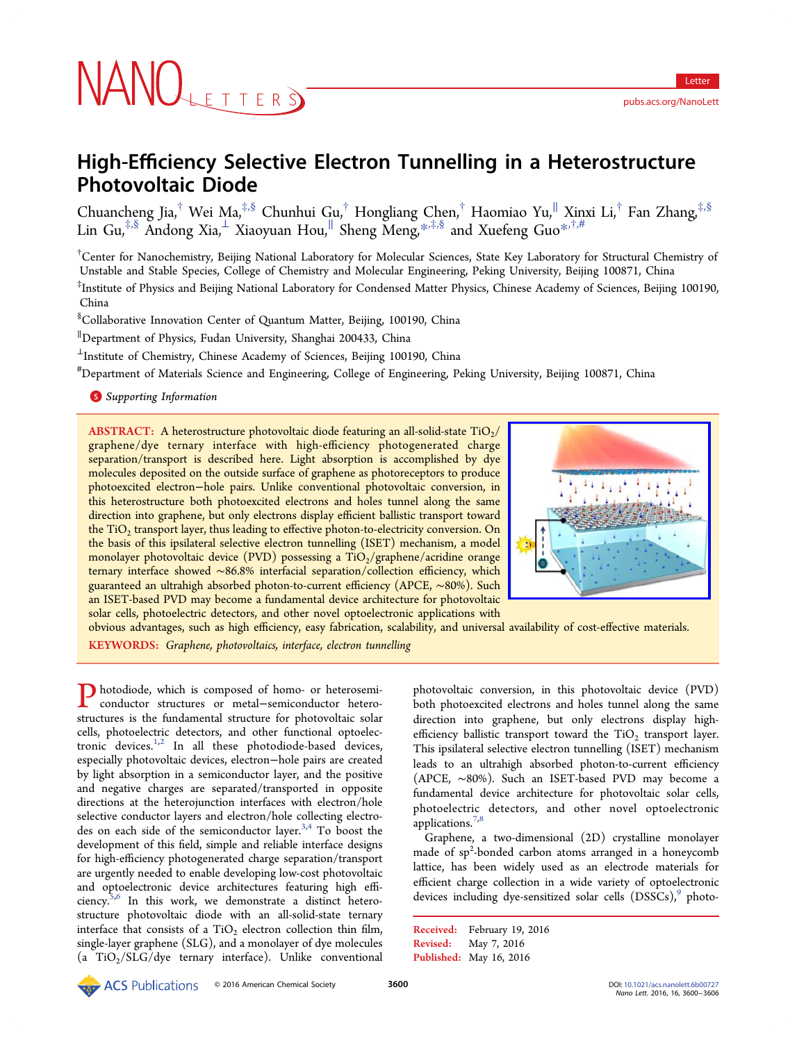# High-Efficiency Selective Electron Tunnelling in a Heterostructure Photovoltaic Diode

Chuancheng Jia,[†] Wei Ma,[‡,§] Chunhui Gu,[†] Hongliang Chen,[†] Haomiao Yu,[∥] Xinxi Li,[†] Fan Zhang,[‡,§] Lin Gu,[‡,§] Andong Xia,[⊥] Xiaoyuan Hou,[∥] Sheng Meng,*[,‡,§] and Xuefeng Guo*[,†,#]

[†]Center for Nanochemistry, Beijing National Laboratory for Molecular Sciences, State Key Laboratory for Structural Chemistry of Unstable and Stable Species, College of Chemistry and Molecular Engineering, Peking University, Beijing 100871, China

[‡]Institute of Physics and Beijing National Laboratory for Condensed Matter Physics, Chinese Academy of Sciences, Beijing 100190, China

[§]Collaborative Innovation Center of Quantum Matter, Beijing, 100190, China

[∥]Department of Physics, Fudan University, Shanghai 200433, China

[⊥]Institute of Chemistry, Chinese Academy of Sciences, Beijing 100190, China

[#]Department of Materials Science and Engineering, College of Engineering, Peking University, Beijing 100871, China

Supporting Information

**ABSTRACT:** A heterostructure photovoltaic diode featuring an all-solid-state $TiO_2$/graphene/dye ternary interface with high-efficiency photogenerated charge separation/transport is described here. Light absorption is accomplished by dye molecules deposited on the outside surface of graphene as photoreceptors to produce photoexcited electron−hole pairs. Unlike conventional photovoltaic conversion, in this heterostructure both photoexcited electrons and holes tunnel along the same direction into graphene, but only electrons display efficient ballistic transport toward the $TiO_2$ transport layer, thus leading to effective photon-to-electricity conversion. On the basis of this ipsilateral selective electron tunnelling (ISET) mechanism, a model monolayer photovoltaic device (PVD) possessing a $TiO_2$/graphene/acridine orange ternary interface showed ~86.8% interfacial separation/collection efficiency, which guaranteed an ultrahigh absorbed photon-to-current efficiency (APCE, ~80%). Such an ISET-based PVD may become a fundamental device architecture for photovoltaic solar cells, photoelectric detectors, and other novel optoelectronic applications with obvious advantages, such as high efficiency, easy fabrication, scalability, and universal availability of cost-effective materials.

**KEYWORDS:** *Graphene, photovoltaics, interface, electron tunnelling*

Photodiode, which is composed of homo- or heterosemiconductor structures or metal−semiconductor heterostructures is the fundamental structure for photovoltaic solar cells, photoelectric detectors, and other functional optoelectronic devices.[1,2] In all these photodiode-based devices, especially photovoltaic devices, electron−hole pairs are created by light absorption in a semiconductor layer, and the positive and negative charges are separated/transported in opposite directions at the heterojunction interfaces with electron/hole selective conductor layers and electron/hole collecting electrodes on each side of the semiconductor layer.[3,4] To boost the development of this field, simple and reliable interface designs for high-efficiency photogenerated charge separation/transport are urgently needed to enable developing low-cost photovoltaic and optoelectronic device architectures featuring high efficiency.[5,6] In this work, we demonstrate a distinct heterostructure photovoltaic diode with an all-solid-state ternary interface that consists of a $TiO_2$ electron collection thin film, single-layer graphene (SLG), and a monolayer of dye molecules (a $TiO_2$/SLG/dye ternary interface). Unlike conventional photovoltaic conversion, in this photovoltaic device (PVD) both photoexcited electrons and holes tunnel along the same direction into graphene, but only electrons display high-efficiency ballistic transport toward the $TiO_2$ transport layer. This ipsilateral selective electron tunnelling (ISET) mechanism leads to an ultrahigh absorbed photon-to-current efficiency (APCE, ~80%). Such an ISET-based PVD may become a fundamental device architecture for photovoltaic solar cells, photoelectric detectors, and other novel optoelectronic applications.[7,8]

Graphene, a two-dimensional (2D) crystalline monolayer made of $sp^2$-bonded carbon atoms arranged in a honeycomb lattice, has been widely used as an electrode materials for efficient charge collection in a wide variety of optoelectronic devices including dye-sensitized solar cells (DSSCs),[9] photo-

Received: February 19, 2016
Revised: May 7, 2016
Published: May 16, 2016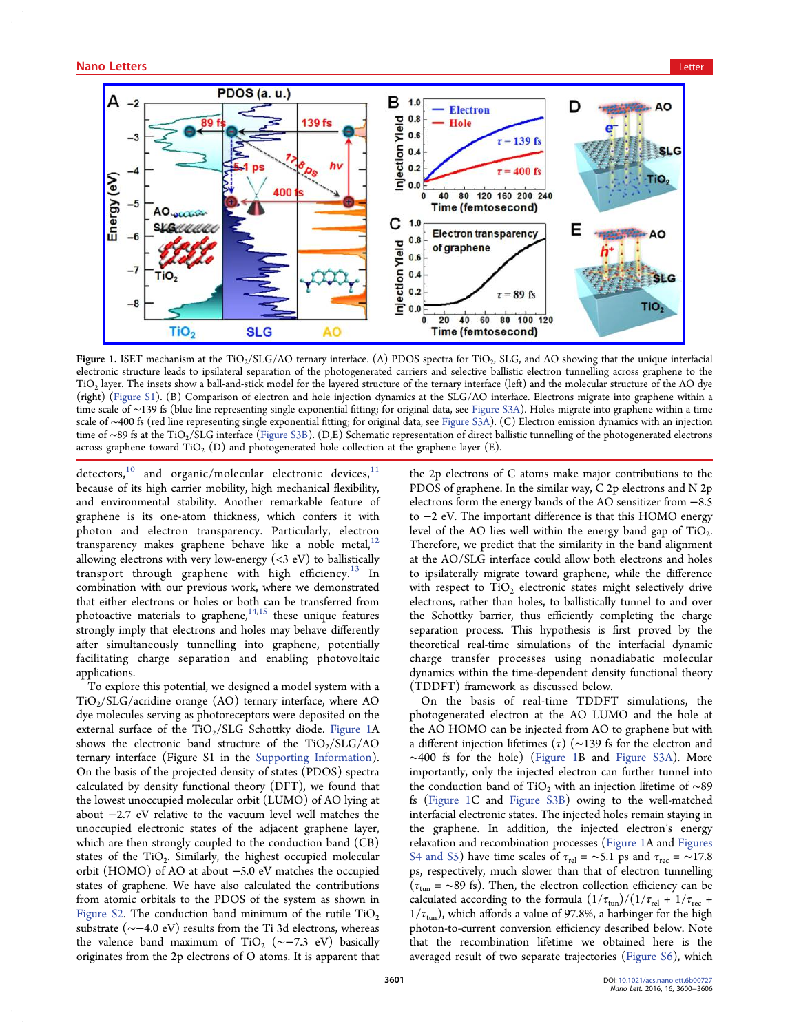Figure 1. ISET mechanism at the $TiO_2$/SLG/AO ternary interface. (A) PDOS spectra for $TiO_2$, SLG, and AO showing that the unique interfacial electronic structure leads to ipsilateral separation of the photogenerated carriers and selective ballistic electron tunnelling across graphene to the $TiO_2$ layer. The insets show a ball-and-stick model for the layered structure of the ternary interface (left) and the molecular structure of the AO dye (right) (Figure S1). (B) Comparison of electron and hole injection dynamics at the SLG/AO interface. Electrons migrate into graphene within a time scale of ~139 fs (blue line representing single exponential fitting; for original data, see Figure S3A). Holes migrate into graphene within a time scale of ~400 fs (red line representing single exponential fitting; for original data, see Figure S3A). (C) Electron emission dynamics with an injection time of ~89 fs at the $TiO_2$/SLG interface (Figure S3B). (D,E) Schematic representation of direct ballistic tunnelling of the photogenerated electrons across graphene toward $TiO_2$ (D) and photogenerated hole collection at the graphene layer (E).

detectors,[10] and organic/molecular electronic devices,[11] because of its high carrier mobility, high mechanical flexibility, and environmental stability. Another remarkable feature of graphene is its one-atom thickness, which confers it with photon and electron transparency. Particularly, electron transparency makes graphene behave like a noble metal,[12] allowing electrons with very low-energy (<3 eV) to ballistically transport through graphene with high efficiency.[13] In combination with our previous work, where we demonstrated that either electrons or holes or both can be transferred from photoactive materials to graphene,[14,15] these unique features strongly imply that electrons and holes may behave differently after simultaneously tunnelling into graphene, potentially facilitating charge separation and enabling photovoltaic applications.

To explore this potential, we designed a model system with a $TiO_2$/SLG/acridine orange (AO) ternary interface, where AO dye molecules serving as photoreceptors were deposited on the external surface of the $TiO_2$/SLG Schottky diode. Figure 1A shows the electronic band structure of the $TiO_2$/SLG/AO ternary interface (Figure S1 in the Supporting Information). On the basis of the projected density of states (PDOS) spectra calculated by density functional theory (DFT), we found that the lowest unoccupied molecular orbit (LUMO) of AO lying at about −2.7 eV relative to the vacuum level well matches the unoccupied electronic states of the adjacent graphene layer, which are then strongly coupled to the conduction band (CB) states of the $TiO_2$. Similarly, the highest occupied molecular orbit (HOMO) of AO at about −5.0 eV matches the occupied states of graphene. We have also calculated the contributions from atomic orbitals to the PDOS of the system as shown in Figure S2. The conduction band minimum of the rutile $TiO_2$ substrate (~−4.0 eV) results from the Ti 3d electrons, whereas the valence band maximum of $TiO_2$ (~−7.3 eV) basically originates from the 2p electrons of O atoms. It is apparent that the 2p electrons of C atoms make major contributions to the PDOS of graphene. In the similar way, C 2p electrons and N 2p electrons form the energy bands of the AO sensitizer from −8.5 to −2 eV. The important difference is that this HOMO energy level of the AO lies well within the energy band gap of $TiO_2$. Therefore, we predict that the similarity in the band alignment at the AO/SLG interface could allow both electrons and holes to ipsilaterally migrate toward graphene, while the difference with respect to $TiO_2$ electronic states might selectively drive electrons, rather than holes, to ballistically tunnel to and over the Schottky barrier, thus efficiently completing the charge separation process. This hypothesis is first proved by the theoretical real-time simulations of the interfacial dynamic charge transfer processes using nonadiabatic molecular dynamics within the time-dependent density functional theory (TDDFT) framework as discussed below.

On the basis of real-time TDDFT simulations, the photogenerated electron at the AO LUMO and the hole at the AO HOMO can be injected from AO to graphene but with a different injection lifetimes ($\tau$) (~139 fs for the electron and ~400 fs for the hole) (Figure 1B and Figure S3A). More importantly, only the injected electron can further tunnel into the conduction band of $TiO_2$ with an injection lifetime of ~89 fs (Figure 1C and Figure S3B) owing to the well-matched interfacial electronic states. The injected holes remain staying in the graphene. In addition, the injected electron's energy relaxation and recombination processes (Figure 1A and Figures S4 and S5) have time scales of $\tau_{rel}$ = ~5.1 ps and $\tau_{rec}$ = ~17.8 ps, respectively, much slower than that of electron tunnelling ($\tau_{tun}$ = ~89 fs). Then, the electron collection efficiency can be calculated according to the formula $(1/\tau_{tun})/(1/\tau_{rel} + 1/\tau_{rec} + 1/\tau_{tun})$, which affords a value of 97.8%, a harbinger for the high photon-to-current conversion efficiency described below. Note that the recombination lifetime we obtained here is the averaged result of two separate trajectories (Figure S6), which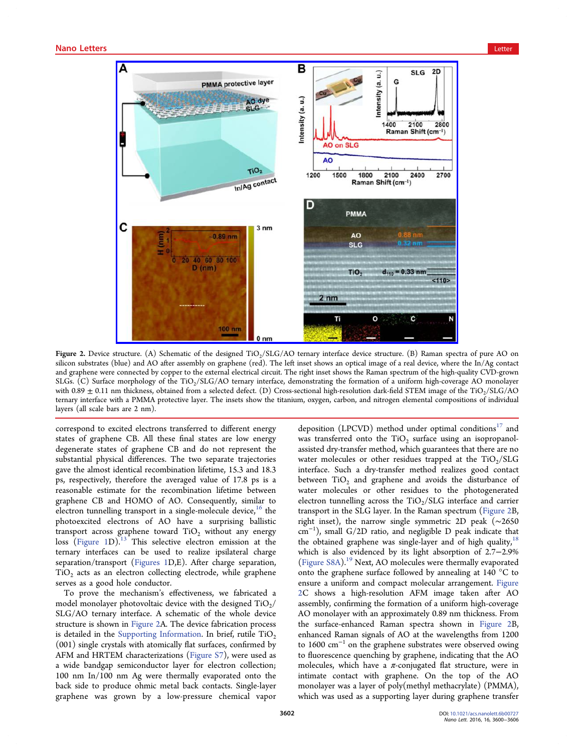Figure 2. Device structure. (A) Schematic of the designed $TiO_2$/SLG/AO ternary interface device structure. (B) Raman spectra of pure AO on silicon substrates (blue) and AO after assembly on graphene (red). The left inset shows an optical image of a real device, where the In/Ag contact and graphene were connected by copper to the external electrical circuit. The right inset shows the Raman spectrum of the high-quality CVD-grown SLGs. (C) Surface morphology of the $TiO_2$/SLG/AO ternary interface, demonstrating the formation of a uniform high-coverage AO monolayer with $0.89 \pm 0.11$ nm thickness, obtained from a selected defect. (D) Cross-sectional high-resolution dark-field STEM image of the $TiO_2$/SLG/AO ternary interface with a PMMA protective layer. The insets show the titanium, oxygen, carbon, and nitrogen elemental compositions of individual layers (all scale bars are 2 nm).

correspond to excited electrons transferred to different energy states of graphene CB. All these final states are low energy degenerate states of graphene CB and do not represent the substantial physical differences. The two separate trajectories gave the almost identical recombination lifetime, 15.3 and 18.3 ps, respectively, therefore the averaged value of 17.8 ps is a reasonable estimate for the recombination lifetime between graphene CB and HOMO of AO. Consequently, similar to electron tunnelling transport in a single-molecule device,[16] the photoexcited electrons of AO have a surprising ballistic transport across graphene toward $TiO_2$ without any energy loss (Figure 1D).[13] This selective electron emission at the ternary interfaces can be used to realize ipsilateral charge separation/transport (Figures 1D,E). After charge separation, $TiO_2$ acts as an electron collecting electrode, while graphene serves as a good hole conductor.

To prove the mechanism's effectiveness, we fabricated a model monolayer photovoltaic device with the designed $TiO_2$/SLG/AO ternary interface. A schematic of the whole device structure is shown in Figure 2A. The device fabrication process is detailed in the Supporting Information. In brief, rutile $TiO_2$ (001) single crystals with atomically flat surfaces, confirmed by AFM and HRTEM characterizations (Figure S7), were used as a wide bandgap semiconductor layer for electron collection; 100 nm In/100 nm Ag were thermally evaporated onto the back side to produce ohmic metal back contacts. Single-layer graphene was grown by a low-pressure chemical vapor deposition (LPCVD) method under optimal conditions[17] and was transferred onto the $TiO_2$ surface using an isopropanol-assisted dry-transfer method, which guarantees that there are no water molecules or other residues trapped at the $TiO_2$/SLG interface. Such a dry-transfer method realizes good contact between $TiO_2$ and graphene and avoids the disturbance of water molecules or other residues to the photogenerated electron tunnelling across the $TiO_2$/SLG interface and carrier transport in the SLG layer. In the Raman spectrum (Figure 2B, right inset), the narrow single symmetric 2D peak (~2650 $cm^{-1}$), small G/2D ratio, and negligible D peak indicate that the obtained graphene was single-layer and of high quality,[18] which is also evidenced by its light absorption of 2.7–2.9% (Figure S8A).[19] Next, AO molecules were thermally evaporated onto the graphene surface followed by annealing at 140 °C to ensure a uniform and compact molecular arrangement. Figure 2C shows a high-resolution AFM image taken after AO assembly, confirming the formation of a uniform high-coverage AO monolayer with an approximately 0.89 nm thickness. From the surface-enhanced Raman spectra shown in Figure 2B, enhanced Raman signals of AO at the wavelengths from 1200 to 1600 $cm^{-1}$ on the graphene substrates were observed owing to fluorescence quenching by graphene, indicating that the AO molecules, which have a π-conjugated flat structure, were in intimate contact with graphene. On the top of the AO monolayer was a layer of poly(methyl methacrylate) (PMMA), which was used as a supporting layer during graphene transfer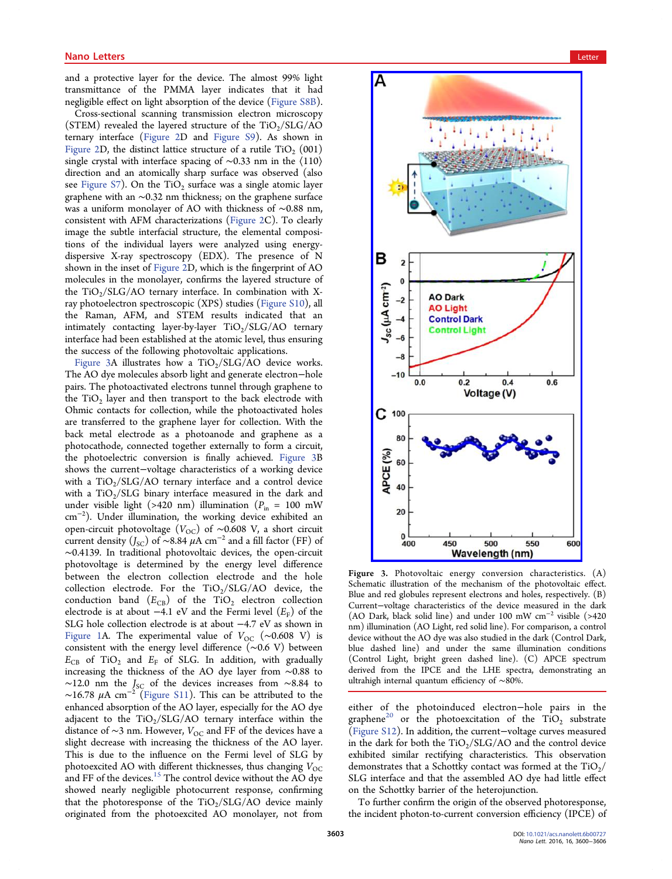and a protective layer for the device. The almost 99% light transmittance of the PMMA layer indicates that it had negligible effect on light absorption of the device (Figure S8B).

Cross-sectional scanning transmission electron microscopy (STEM) revealed the layered structure of the $TiO_2$/SLG/AO ternary interface (Figure 2D and Figure S9). As shown in Figure 2D, the distinct lattice structure of a rutile $TiO_2$ (001) single crystal with interface spacing of ~0.33 nm in the ⟨110⟩ direction and an atomically sharp surface was observed (also see Figure S7). On the $TiO_2$ surface was a single atomic layer graphene with an ~0.32 nm thickness; on the graphene surface was a uniform monolayer of AO with thickness of ~0.88 nm, consistent with AFM characterizations (Figure 2C). To clearly image the subtle interfacial structure, the elemental compositions of the individual layers were analyzed using energy-dispersive X-ray spectroscopy (EDX). The presence of N shown in the inset of Figure 2D, which is the fingerprint of AO molecules in the monolayer, confirms the layered structure of the $TiO_2$/SLG/AO ternary interface. In combination with X-ray photoelectron spectroscopy (XPS) studies (Figure S10), all the Raman, AFM, and STEM results indicated that an intimately contacting layer-by-layer $TiO_2$/SLG/AO ternary interface had been established at the atomic level, thus ensuring the success of the following photovoltaic applications.

Figure 3A illustrates how a $TiO_2$/SLG/AO device works. The AO dye molecules absorb light and generate electron−hole pairs. The photoactivated electrons tunnel through graphene to the $TiO_2$ layer and then transport to the back electrode with Ohmic contacts for collection, while the photoactivated holes are transferred to the graphene layer for collection. With the back metal electrode as a photoanode and graphene as a photocathode, connected together externally to form a circuit, the photoelectric conversion is finally achieved. Figure 3B shows the current−voltage characteristics of a working device with a $TiO_2$/SLG/AO ternary interface and a control device with a $TiO_2$/SLG binary interface measured in the dark and under visible light (>420 nm) illumination ($P_{in}$ = 100 mW cm$^{-2}$). Under illumination, the working device exhibited an open-circuit photovoltage ($V_{OC}$) of ~0.608 V, a short circuit current density ($J_{SC}$) of ~8.84 $\mu$A cm$^{-2}$ and a fill factor (FF) of ~0.4139. In traditional photovoltaic devices, the open-circuit photovoltage is determined by the energy level difference between the electron collection electrode and the hole collection electrode. For the $TiO_2$/SLG/AO device, the conduction band ($E_{CB}$) of the $TiO_2$ electron collection electrode is at about −4.1 eV and the Fermi level ($E_F$) of the SLG hole collection electrode is at about −4.7 eV as shown in Figure 1A. The experimental value of $V_{OC}$ (~0.608 V) is consistent with the energy level difference (~0.6 V) between $E_{CB}$ of $TiO_2$ and $E_F$ of SLG. In addition, with gradually increasing the thickness of the AO dye layer from ~0.88 to ~12.0 nm the $J_{SC}$ of the devices increases from ~8.84 to ~16.78 $\mu$A cm$^{-2}$ (Figure S11). This can be attributed to the enhanced absorption of the AO layer, especially for the AO dye adjacent to the $TiO_2$/SLG/AO ternary interface within the distance of ~3 nm. However, $V_{OC}$ and FF of the devices have a slight decrease with increasing the thickness of the AO layer. This is due to the influence on the Fermi level of SLG by photoexcited AO with different thicknesses, thus changing $V_{OC}$ and FF of the devices.[15] The control device without the AO dye showed nearly negligible photocurrent response, confirming that the photoresponse of the $TiO_2$/SLG/AO device mainly originated from the photoexcited AO monolayer, not from either of the photoinduced electron−hole pairs in the graphene[20] or the photoexcitation of the $TiO_2$ substrate (Figure S12). In addition, the current−voltage curves measured in the dark for both the $TiO_2$/SLG/AO and the control device exhibited similar rectifying characteristics. This observation demonstrates that a Schottky contact was formed at the $TiO_2$/SLG interface and that the assembled AO dye had little effect on the Schottky barrier of the heterojunction.

Figure 3. Photovoltaic energy conversion characteristics. (A) Schematic illustration of the mechanism of the photovoltaic effect. Blue and red globules represent electrons and holes, respectively. (B) Current−voltage characteristics of the device measured in the dark (AO Dark, black solid line) and under 100 mW cm$^{-2}$ visible (>420 nm) illumination (AO Light, red solid line). For comparison, a control device without the AO dye was also studied in the dark (Control Dark, blue dashed line) and under the same illumination conditions (Control Light, bright green dashed line). (C) APCE spectrum derived from the IPCE and the LHE spectra, demonstrating an ultrahigh internal quantum efficiency of ~80%.

To further confirm the origin of the observed photoresponse, the incident photon-to-current conversion efficiency (IPCE) of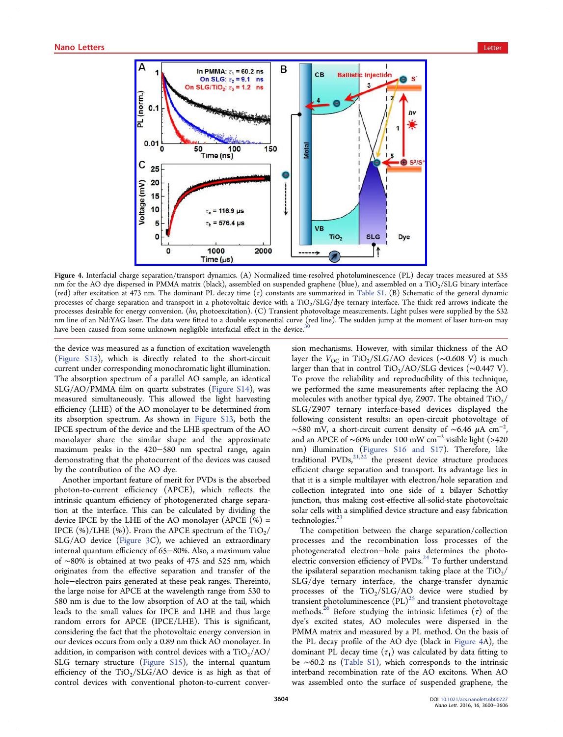**Figure 4.** Interfacial charge separation/transport dynamics. (A) Normalized time-resolved photoluminescence (PL) decay traces measured at 535 nm for the AO dye dispersed in PMMA matrix (black), assembled on suspended graphene (blue), and assembled on a $TiO_2$/SLG binary interface (red) after excitation at 473 nm. The dominant PL decay time ($\tau$) constants are summarized in Table S1. (B) Schematic of the general dynamic processes of charge separation and transport in a photovoltaic device with a $TiO_2$/SLG/dye ternary interface. The thick red arrows indicate the processes desirable for energy conversion. ($h\nu$, photoexcitation). (C) Transient photovoltage measurements. Light pulses were supplied by the 532 nm line of an Nd:YAG laser. The data were fitted to a double exponential curve (red line). The sudden jump at the moment of laser turn-on may have been caused from some unknown negligible interfacial effect in the device.[30]

the device was measured as a function of excitation wavelength (Figure S13), which is directly related to the short-circuit current under corresponding monochromatic light illumination. The absorption spectrum of a parallel AO sample, an identical SLG/AO/PMMA film on quartz substrates (Figure S14), was measured simultaneously. This allowed the light harvesting efficiency (LHE) of the AO monolayer to be determined from its absorption spectrum. As shown in Figure S13, both the IPCE spectrum of the device and the LHE spectrum of the AO monolayer share the similar shape and the approximate maximum peaks in the 420–580 nm spectral range, again demonstrating that the photocurrent of the devices was caused by the contribution of the AO dye.

Another important feature of merit for PVDs is the absorbed photon-to-current efficiency (APCE), which reflects the intrinsic quantum efficiency of photogenerated charge separation at the interface. This can be calculated by dividing the device IPCE by the LHE of the AO monolayer (APCE (%) = IPCE (%)/LHE (%)). From the APCE spectrum of the $TiO_2$/SLG/AO device (Figure 3C), we achieved an extraordinary internal quantum efficiency of 65–80%. Also, a maximum value of ~80% is obtained at two peaks of 475 and 525 nm, which originates from the effective separation and transfer of the hole–electron pairs generated at these peak ranges. Thereinto, the large noise for APCE at the wavelength range from 530 to 580 nm is due to the low absorption of AO at the tail, which leads to the small values for IPCE and LHE and thus large random errors for APCE (IPCE/LHE). This is significant, considering the fact that the photovoltaic energy conversion in our devices occurs from only a 0.89 nm thick AO monolayer. In addition, in comparison with control devices with a $TiO_2$/AO/SLG ternary structure (Figure S15), the internal quantum efficiency of the $TiO_2$/SLG/AO device is as high as that of control devices with conventional photon-to-current conversion mechanisms. However, with similar thickness of the AO layer the $V_{OC}$ in $TiO_2$/SLG/AO devices (~0.608 V) is much larger than that in control $TiO_2$/AO/SLG devices (~0.447 V). To prove the reliability and reproducibility of this technique, we performed the same measurements after replacing the AO molecules with another typical dye, Z907. The obtained $TiO_2$/SLG/Z907 ternary interface-based devices displayed the following consistent results: an open-circuit photovoltage of ~580 mV, a short-circuit current density of ~6.46 $\mu$A cm$^{-2}$, and an APCE of ~60% under 100 mW cm$^{-2}$ visible light (>420 nm) illumination (Figures S16 and S17). Therefore, like traditional PVDs,[21,22] the present device structure produces efficient charge separation and transport. Its advantage lies in that it is a simple multilayer with electron/hole separation and collection integrated into one side of a bilayer Schottky junction, thus making cost-effective all-solid-state photovoltaic solar cells with a simplified device structure and easy fabrication technologies.[23]

The competition between the charge separation/collection processes and the recombination loss processes of the photogenerated electron–hole pairs determines the photoelectric conversion efficiency of PVDs.[24] To further understand the ipsilateral separation mechanism taking place at the $TiO_2$/SLG/dye ternary interface, the charge-transfer dynamic processes of the $TiO_2$/SLG/AO device were studied by transient photoluminescence (PL)[25] and transient photovoltage methods.[26] Before studying the intrinsic lifetimes ($\tau$) of the dye's excited states, AO molecules were dispersed in the PMMA matrix and measured by a PL method. On the basis of the PL decay profile of the AO dye (black in Figure 4A), the dominant PL decay time ($\tau_1$) was calculated by data fitting to be ~60.2 ns (Table S1), which corresponds to the intrinsic interband recombination rate of the AO excitons. When AO was assembled onto the surface of suspended graphene, the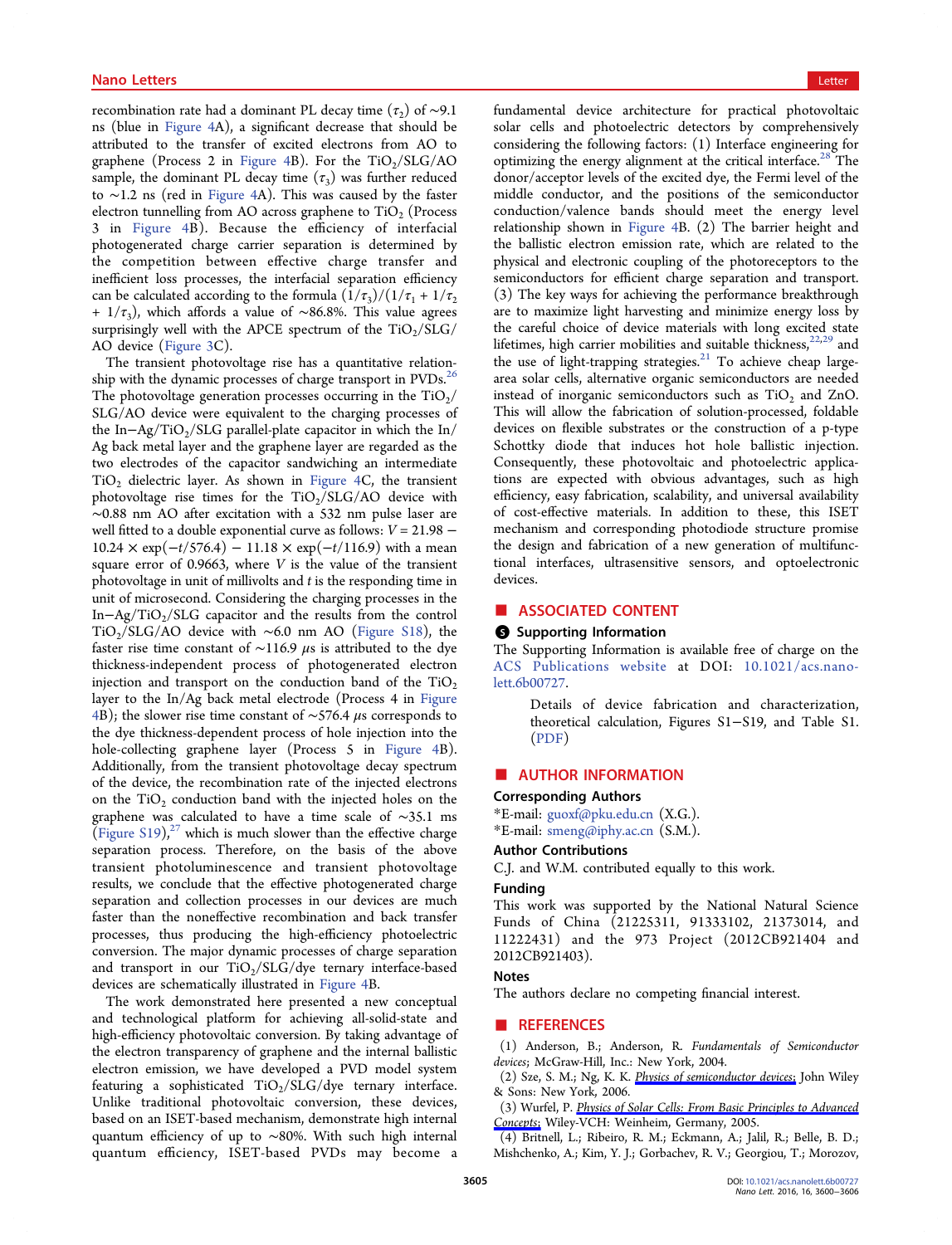recombination rate had a dominant PL decay time ($\tau_2$) of ∼9.1 ns (blue in Figure 4A), a significant decrease that should be attributed to the transfer of excited electrons from AO to graphene (Process 2 in Figure 4B). For the $TiO_2$/SLG/AO sample, the dominant PL decay time ($\tau_3$) was further reduced to ∼1.2 ns (red in Figure 4A). This was caused by the faster electron tunnelling from AO across graphene to $TiO_2$ (Process 3 in Figure 4B). Because the efficiency of interfacial photogenerated charge carrier separation is determined by the competition between effective charge transfer and inefficient loss processes, the interfacial separation efficiency can be calculated according to the formula $(1/\tau_3)/(1/\tau_1 + 1/\tau_2 + 1/\tau_3)$, which affords a value of ∼86.8%. This value agrees surprisingly well with the APCE spectrum of the $TiO_2$/SLG/AO device (Figure 3C).

The transient photovoltage rise has a quantitative relationship with the dynamic processes of charge transport in PVDs.[26] The photovoltage generation processes occurring in the $TiO_2$/SLG/AO device were equivalent to the charging processes of the In−Ag/$TiO_2$/SLG parallel-plate capacitor in which the In/Ag back metal layer and the graphene layer are regarded as the two electrodes of the capacitor sandwiching an intermediate $TiO_2$ dielectric layer. As shown in Figure 4C, the transient photovoltage rise times for the $TiO_2$/SLG/AO device with ∼0.88 nm AO after excitation with a 532 nm pulse laser are well fitted to a double exponential curve as follows: $V = 21.98 - 10.24 \times \exp(-t/576.4) - 11.18 \times \exp(-t/116.9)$ with a mean square error of 0.9663, where $V$ is the value of the transient photovoltage in unit of millivolts and $t$ is the responding time in unit of microsecond. Considering the charging processes in the In−Ag/$TiO_2$/SLG capacitor and the results from the control $TiO_2$/SLG/AO device with ∼6.0 nm AO (Figure S18), the faster rise time constant of ∼116.9 μs is attributed to the dye thickness-independent process of photogenerated electron injection and transport on the conduction band of the $TiO_2$ layer to the In/Ag back metal electrode (Process 4 in Figure 4B); the slower rise time constant of ∼576.4 μs corresponds to the dye thickness-dependent process of hole injection into the hole-collecting graphene layer (Process 5 in Figure 4B). Additionally, from the transient photovoltage decay spectrum of the device, the recombination rate of the injected electrons on the $TiO_2$ conduction band with the injected holes on the graphene was calculated to have a time scale of ∼35.1 ms (Figure S19),[27] which is much slower than the effective charge separation process. Therefore, on the basis of the above transient photoluminescence and transient photovoltage results, we conclude that the effective photogenerated charge separation and collection processes in our devices are much faster than the noneffective recombination and back transfer processes, thus producing the high-efficiency photoelectric conversion. The major dynamic processes of charge separation and transport in our $TiO_2$/SLG/dye ternary interface-based devices are schematically illustrated in Figure 4B.

The work demonstrated here presented a new conceptual and technological platform for achieving all-solid-state and high-efficiency photovoltaic conversion. By taking advantage of the electron transparency of graphene and the internal ballistic electron emission, we have developed a PVD model system featuring a sophisticated $TiO_2$/SLG/dye ternary interface. Unlike traditional photovoltaic conversion, these devices, based on an ISET-based mechanism, demonstrate high internal quantum efficiency of up to ∼80%. With such high internal quantum efficiency, ISET-based PVDs may become a fundamental device architecture for practical photovoltaic solar cells and photoelectric detectors by comprehensively considering the following factors: (1) Interface engineering for optimizing the energy alignment at the critical interface.[28] The donor/acceptor levels of the excited dye, the Fermi level of the middle conductor, and the positions of the semiconductor conduction/valence bands should meet the energy level relationship shown in Figure 4B. (2) The barrier height and the ballistic electron emission rate, which are related to the physical and electronic coupling of the photoreceptors to the semiconductors for efficient charge separation and transport. (3) The key ways for achieving the performance breakthrough are to maximize light harvesting and minimize energy loss by the careful choice of device materials with long excited state lifetimes, high carrier mobilities and suitable thickness,[22,29] and the use of light-trapping strategies.[21] To achieve cheap large-area solar cells, alternative organic semiconductors are needed instead of inorganic semiconductors such as $TiO_2$ and ZnO. This will allow the fabrication of solution-processed, foldable devices on flexible substrates or the construction of a p-type Schottky diode that induces hot hole ballistic injection. Consequently, these photovoltaic and photoelectric applications are expected with obvious advantages, such as high efficiency, easy fabrication, scalability, and universal availability of cost-effective materials. In addition to these, this ISET mechanism and corresponding photodiode structure promise the design and fabrication of a new generation of multifunctional interfaces, ultrasensitive sensors, and optoelectronic devices.

## ■ ASSOCIATED CONTENT

### Supporting Information

The Supporting Information is available free of charge on the ACS Publications website at DOI: 10.1021/acs.nanolett.6b00727.

Details of device fabrication and characterization, theoretical calculation, Figures S1−S19, and Table S1. (PDF)

## ■ AUTHOR INFORMATION

### Corresponding Authors

*E-mail: guoxf@pku.edu.cn (X.G.).

*E-mail: smeng@iphy.ac.cn (S.M.).

### Author Contributions

C.J. and W.M. contributed equally to this work.

### Funding

This work was supported by the National Natural Science Funds of China (21225311, 91333102, 21373014, and 11222431) and the 973 Project (2012CB921404 and 2012CB921403).

### Notes

The authors declare no competing financial interest.

## ■ REFERENCES

(1) Anderson, B.; Anderson, R. *Fundamentals of Semiconductor devices*; McGraw-Hill, Inc.: New York, 2004.

(2) Sze, S. M.; Ng, K. K. *Physics of semiconductor devices*; John Wiley & Sons: New York, 2006.

(3) Wurfel, P. *Physics of Solar Cells: From Basic Principles to Advanced Concepts*; Wiley-VCH: Weinheim, Germany, 2005.

(4) Britnell, L.; Ribeiro, R. M.; Eckmann, A.; Jalil, R.; Belle, B. D.; Mishchenko, A.; Kim, Y. J.; Gorbachev, R. V.; Georgiou, T.; Morozov,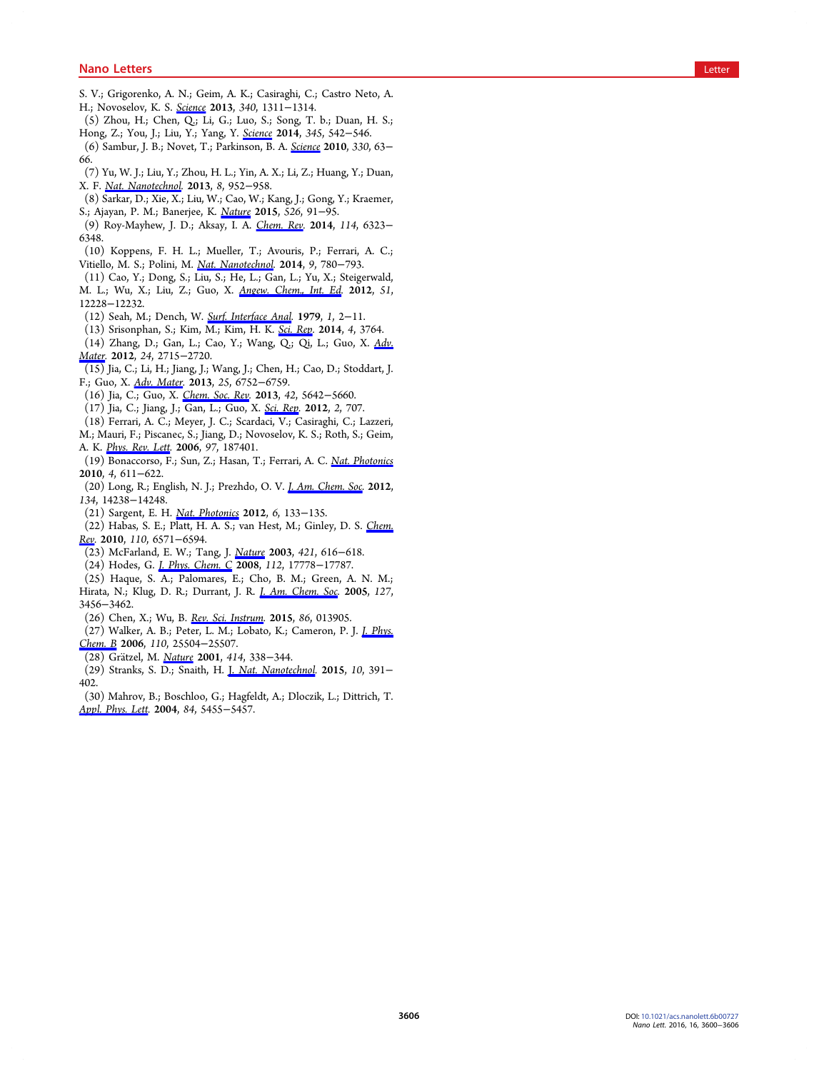S. V.; Grigorenko, A. N.; Geim, A. K.; Casiraghi, C.; Castro Neto, A. H.; Novoselov, K. S. *Science* **2013**, *340*, 1311−1314.

(5) Zhou, H.; Chen, Q.; Li, G.; Luo, S.; Song, T. b.; Duan, H. S.; Hong, Z.; You, J.; Liu, Y.; Yang, Y. *Science* **2014**, *345*, 542−546.

(6) Sambur, J. B.; Novet, T.; Parkinson, B. A. *Science* **2010**, *330*, 63−66.

(7) Yu, W. J.; Liu, Y.; Zhou, H. L.; Yin, A. X.; Li, Z.; Huang, Y.; Duan, X. F. *Nat. Nanotechnol.* **2013**, *8*, 952−958.

(8) Sarkar, D.; Xie, X.; Liu, W.; Cao, W.; Kang, J.; Gong, Y.; Kraemer, S.; Ajayan, P. M.; Banerjee, K. *Nature* **2015**, *526*, 91−95.

(9) Roy-Mayhew, J. D.; Aksay, I. A. *Chem. Rev.* **2014**, *114*, 6323−6348.

(10) Koppens, F. H. L.; Mueller, T.; Avouris, P.; Ferrari, A. C.; Vitiello, M. S.; Polini, M. *Nat. Nanotechnol.* **2014**, *9*, 780−793.

(11) Cao, Y.; Dong, S.; Liu, S.; He, L.; Gan, L.; Yu, X.; Steigerwald, M. L.; Wu, X.; Liu, Z.; Guo, X. *Angew. Chem., Int. Ed.* **2012**, *51*, 12228−12232.

(12) Seah, M.; Dench, W. *Surf. Interface Anal.* **1979**, *1*, 2−11.

(13) Srisonphan, S.; Kim, M.; Kim, H. K. *Sci. Rep.* **2014**, *4*, 3764.

(14) Zhang, D.; Gan, L.; Cao, Y.; Wang, Q.; Qi, L.; Guo, X. *Adv. Mater.* **2012**, *24*, 2715−2720.

(15) Jia, C.; Li, H.; Jiang, J.; Wang, J.; Chen, H.; Cao, D.; Stoddart, J. F.; Guo, X. *Adv. Mater.* **2013**, *25*, 6752−6759.

(16) Jia, C.; Guo, X. *Chem. Soc. Rev.* **2013**, *42*, 5642−5660.

(17) Jia, C.; Jiang, J.; Gan, L.; Guo, X. *Sci. Rep.* **2012**, *2*, 707.

(18) Ferrari, A. C.; Meyer, J. C.; Scardaci, V.; Casiraghi, C.; Lazzeri, M.; Mauri, F.; Piscanec, S.; Jiang, D.; Novoselov, K. S.; Roth, S.; Geim, A. K. *Phys. Rev. Lett.* **2006**, *97*, 187401.

(19) Bonaccorso, F.; Sun, Z.; Hasan, T.; Ferrari, A. C. *Nat. Photonics* **2010**, *4*, 611−622.

(20) Long, R.; English, N. J.; Prezhdo, O. V. *J. Am. Chem. Soc.* **2012**, *134*, 14238−14248.

(21) Sargent, E. H. *Nat. Photonics* **2012**, *6*, 133−135.

(22) Habas, S. E.; Platt, H. A. S.; van Hest, M.; Ginley, D. S. *Chem. Rev.* **2010**, *110*, 6571−6594.

(23) McFarland, E. W.; Tang, J. *Nature* **2003**, *421*, 616−618.

(24) Hodes, G. *J. Phys. Chem. C* **2008**, *112*, 17778−17787.

(25) Haque, S. A.; Palomares, E.; Cho, B. M.; Green, A. N. M.; Hirata, N.; Klug, D. R.; Durrant, J. R. *J. Am. Chem. Soc.* **2005**, *127*, 3456−3462.

(26) Chen, X.; Wu, B. *Rev. Sci. Instrum.* **2015**, *86*, 013905.

(27) Walker, A. B.; Peter, L. M.; Lobato, K.; Cameron, P. J. *J. Phys. Chem. B* **2006**, *110*, 25504−25507.

(28) Grätzel, M. *Nature* **2001**, *414*, 338−344.

(29) Stranks, S. D.; Snaith, H. J. *Nat. Nanotechnol.* **2015**, *10*, 391−402.

(30) Mahrov, B.; Boschloo, G.; Hagfeldt, A.; Dloczik, L.; Dittrich, T. *Appl. Phys. Lett.* **2004**, *84*, 5455−5457.